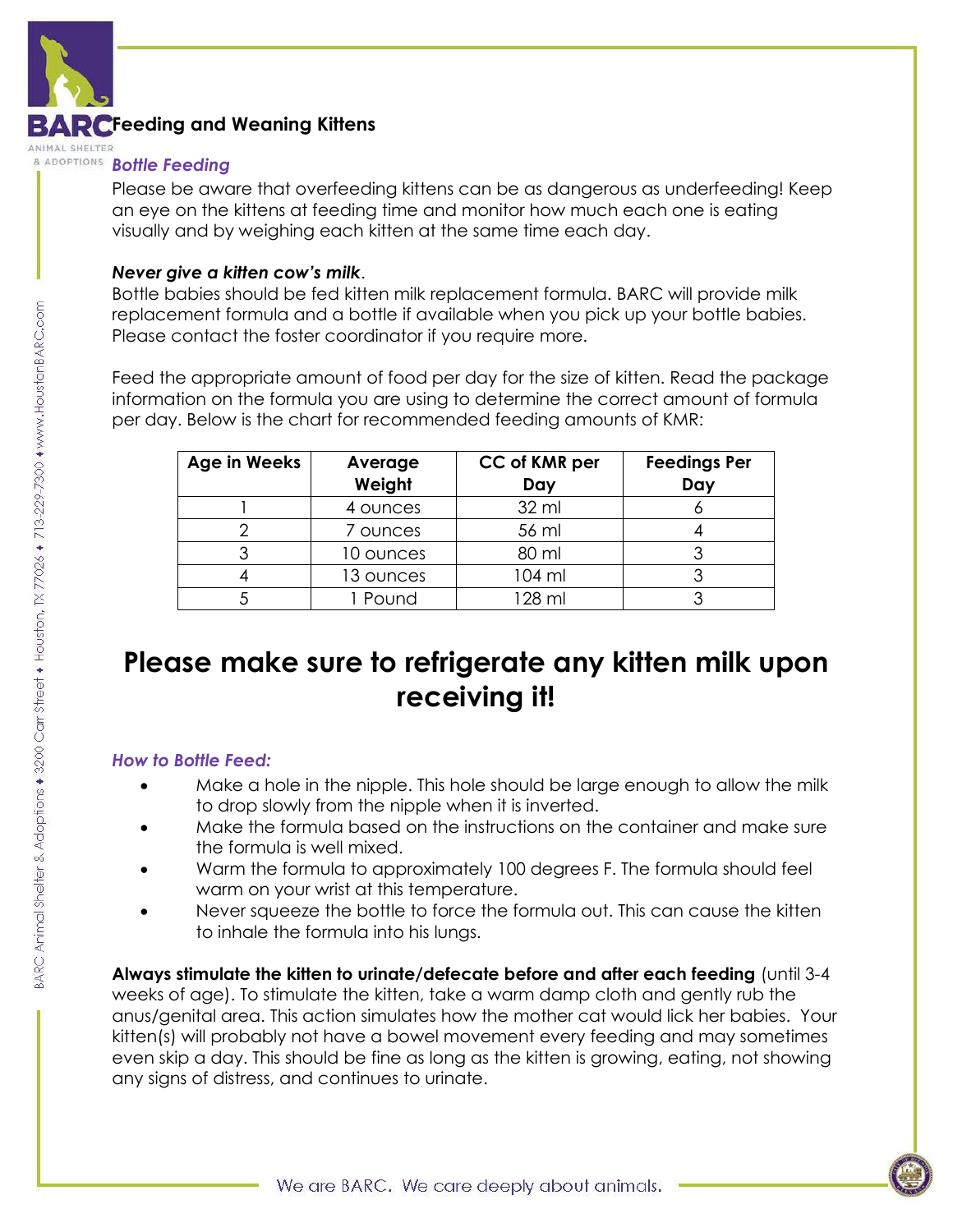# Feeding and Weaning Kittens

### *Bottle Feeding*

Please be aware that overfeeding kittens can be as dangerous as underfeeding! Keep an eye on the kittens at feeding time and monitor how much each one is eating visually and by weighing each kitten at the same time each day.

***Never give a kitten cow's milk*.**

Bottle babies should be fed kitten milk replacement formula. BARC will provide milk replacement formula and a bottle if available when you pick up your bottle babies. Please contact the foster coordinator if you require more.

Feed the appropriate amount of food per day for the size of kitten. Read the package information on the formula you are using to determine the correct amount of formula per day. Below is the chart for recommended feeding amounts of KMR:

| Age in Weeks | Average Weight | CC of KMR per Day | Feedings Per Day |
|---|---|---|---|
| 1 | 4 ounces | 32 ml | 6 |
| 2 | 7 ounces | 56 ml | 4 |
| 3 | 10 ounces | 80 ml | 3 |
| 4 | 13 ounces | 104 ml | 3 |
| 5 | 1 Pound | 128 ml | 3 |

## Please make sure to refrigerate any kitten milk upon receiving it!

### *How to Bottle Feed:*

- Make a hole in the nipple. This hole should be large enough to allow the milk to drop slowly from the nipple when it is inverted.
- Make the formula based on the instructions on the container and make sure the formula is well mixed.
- Warm the formula to approximately 100 degrees F. The formula should feel warm on your wrist at this temperature.
- Never squeeze the bottle to force the formula out. This can cause the kitten to inhale the formula into his lungs.

**Always stimulate the kitten to urinate/defecate before and after each feeding** (until 3-4 weeks of age). To stimulate the kitten, take a warm damp cloth and gently rub the anus/genital area. This action simulates how the mother cat would lick her babies. Your kitten(s) will probably not have a bowel movement every feeding and may sometimes even skip a day. This should be fine as long as the kitten is growing, eating, not showing any signs of distress, and continues to urinate.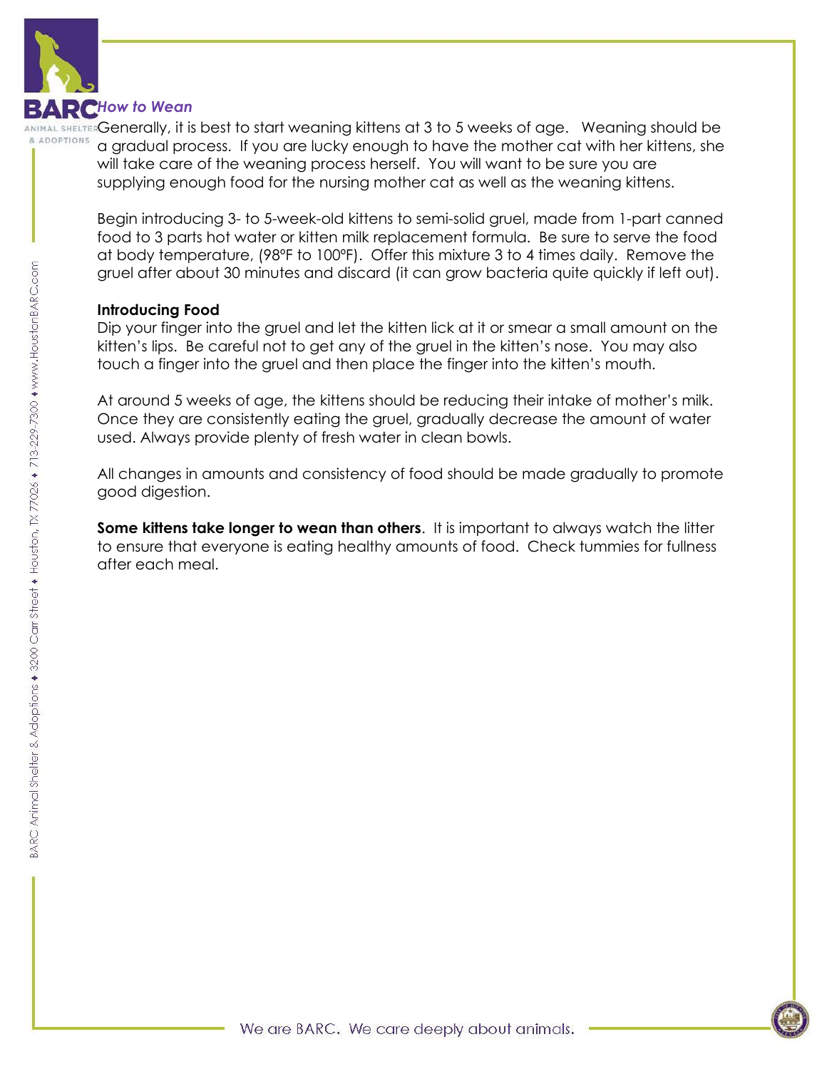### *How to Wean*

Generally, it is best to start weaning kittens at 3 to 5 weeks of age. Weaning should be a gradual process. If you are lucky enough to have the mother cat with her kittens, she will take care of the weaning process herself. You will want to be sure you are supplying enough food for the nursing mother cat as well as the weaning kittens.

Begin introducing 3- to 5-week-old kittens to semi-solid gruel, made from 1-part canned food to 3 parts hot water or kitten milk replacement formula. Be sure to serve the food at body temperature, (98°F to 100°F). Offer this mixture 3 to 4 times daily. Remove the gruel after about 30 minutes and discard (it can grow bacteria quite quickly if left out).

**Introducing Food**

Dip your finger into the gruel and let the kitten lick at it or smear a small amount on the kitten's lips. Be careful not to get any of the gruel in the kitten's nose. You may also touch a finger into the gruel and then place the finger into the kitten's mouth.

At around 5 weeks of age, the kittens should be reducing their intake of mother's milk. Once they are consistently eating the gruel, gradually decrease the amount of water used. Always provide plenty of fresh water in clean bowls.

All changes in amounts and consistency of food should be made gradually to promote good digestion.

**Some kittens take longer to wean than others**. It is important to always watch the litter to ensure that everyone is eating healthy amounts of food. Check tummies for fullness after each meal.